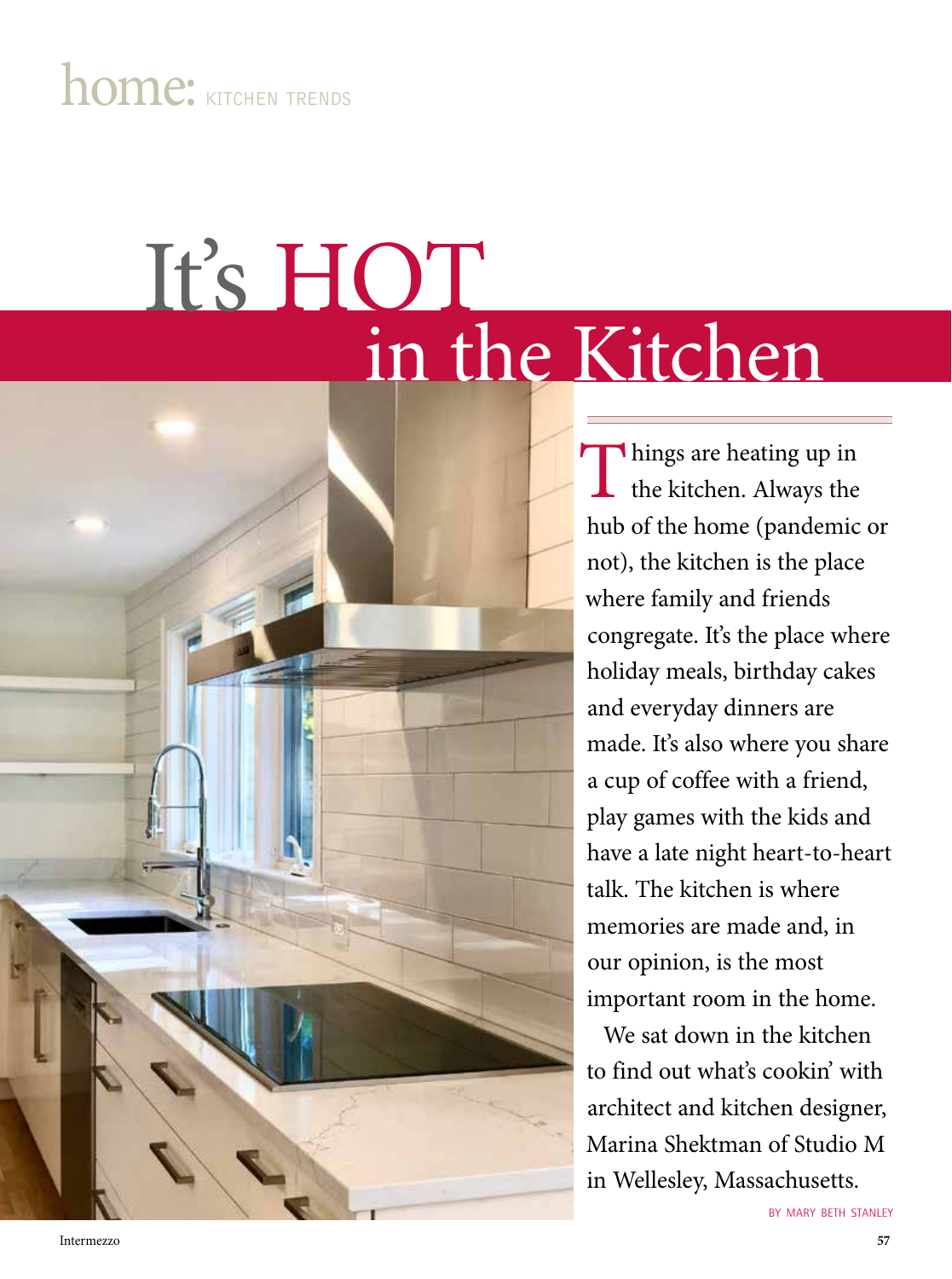home: KITCHEN TRENDS

# It's HOT in the Kitchen

Things are heating up in the kitchen. Always the hub of the home (pandemic or not), the kitchen is the place where family and friends congregate. It's the place where holiday meals, birthday cakes and everyday dinners are made. It's also where you share a cup of coffee with a friend, play games with the kids and have a late night heart-to-heart talk. The kitchen is where memories are made and, in our opinion, is the most important room in the home.

We sat down in the kitchen to find out what's cookin' with architect and kitchen designer, Marina Shektman of Studio M in Wellesley, Massachusetts.

BY MARY BETH STANLEY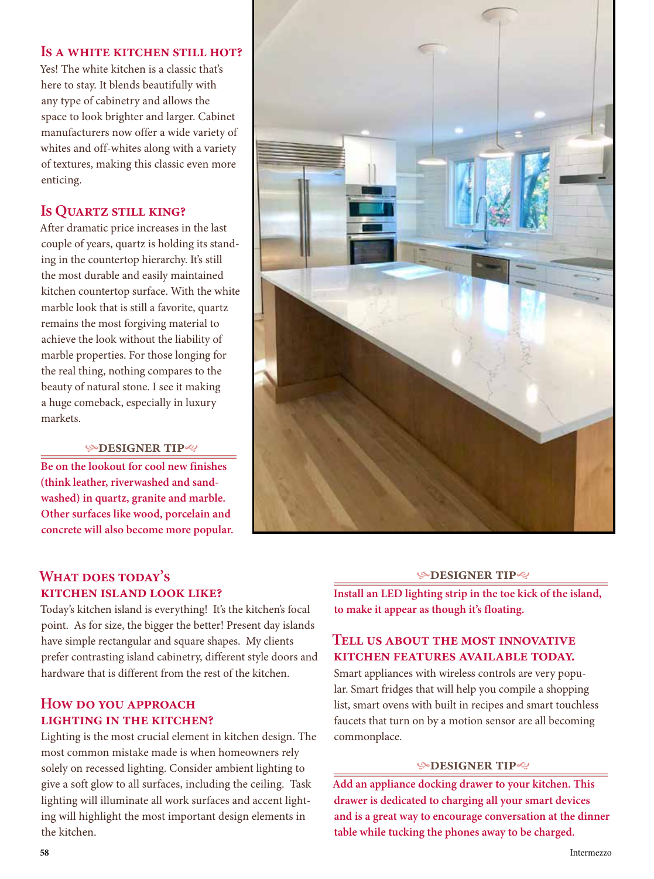## Is a white kitchen still hot?

Yes! The white kitchen is a classic that's here to stay. It blends beautifully with any type of cabinetry and allows the space to look brighter and larger. Cabinet manufacturers now offer a wide variety of whites and off-whites along with a variety of textures, making this classic even more enticing.

## Is Quartz still king?

After dramatic price increases in the last couple of years, quartz is holding its standing in the countertop hierarchy. It's still the most durable and easily maintained kitchen countertop surface. With the white marble look that is still a favorite, quartz remains the most forgiving material to achieve the look without the liability of marble properties. For those longing for the real thing, nothing compares to the beauty of natural stone. I see it making a huge comeback, especially in luxury markets.

**DESIGNER TIP**

**Be on the lookout for cool new finishes (think leather, riverwashed and sandwashed) in quartz, granite and marble. Other surfaces like wood, porcelain and concrete will also become more popular.**

## What does today's kitchen island look like?

Today's kitchen island is everything! It's the kitchen's focal point. As for size, the bigger the better! Present day islands have simple rectangular and square shapes. My clients prefer contrasting island cabinetry, different style doors and hardware that is different from the rest of the kitchen.

## How do you approach lighting in the kitchen?

Lighting is the most crucial element in kitchen design. The most common mistake made is when homeowners rely solely on recessed lighting. Consider ambient lighting to give a soft glow to all surfaces, including the ceiling. Task lighting will illuminate all work surfaces and accent lighting will highlight the most important design elements in the kitchen.

**DESIGNER TIP**

**Install an LED lighting strip in the toe kick of the island, to make it appear as though it's floating.**

## Tell us about the most innovative kitchen features available today.

Smart appliances with wireless controls are very popular. Smart fridges that will help you compile a shopping list, smart ovens with built in recipes and smart touchless faucets that turn on by a motion sensor are all becoming commonplace.

**DESIGNER TIP**

**Add an appliance docking drawer to your kitchen. This drawer is dedicated to charging all your smart devices and is a great way to encourage conversation at the dinner table while tucking the phones away to be charged.**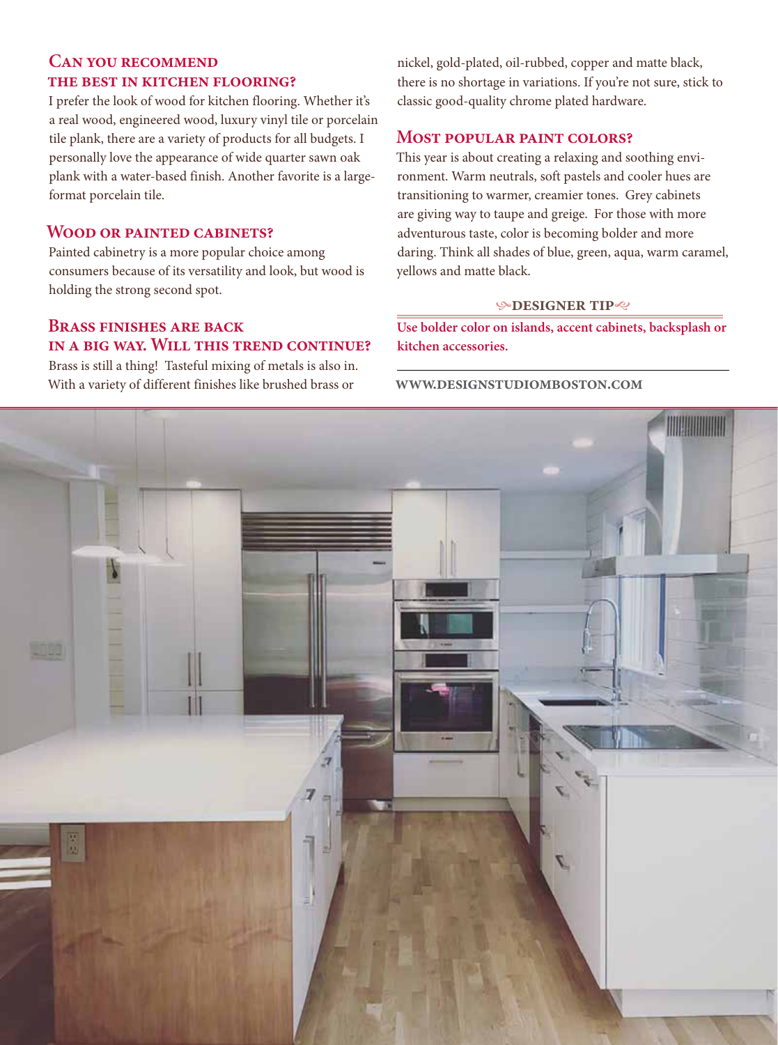### Can you recommend the best in kitchen flooring?

I prefer the look of wood for kitchen flooring. Whether it's a real wood, engineered wood, luxury vinyl tile or porcelain tile plank, there are a variety of products for all budgets. I personally love the appearance of wide quarter sawn oak plank with a water-based finish. Another favorite is a large-format porcelain tile.

### Wood or painted cabinets?

Painted cabinetry is a more popular choice among consumers because of its versatility and look, but wood is holding the strong second spot.

### Brass finishes are back in a big way. Will this trend continue?

Brass is still a thing! Tasteful mixing of metals is also in. With a variety of different finishes like brushed brass or nickel, gold-plated, oil-rubbed, copper and matte black, there is no shortage in variations. If you're not sure, stick to classic good-quality chrome plated hardware.

### Most popular paint colors?

This year is about creating a relaxing and soothing environment. Warm neutrals, soft pastels and cooler hues are transitioning to warmer, creamier tones. Grey cabinets are giving way to taupe and greige. For those with more adventurous taste, color is becoming bolder and more daring. Think all shades of blue, green, aqua, warm caramel, yellows and matte black.

**DESIGNER TIP**

**Use bolder color on islands, accent cabinets, backsplash or kitchen accessories.**

WWW.DESIGNSTUDIOMBOSTON.COM